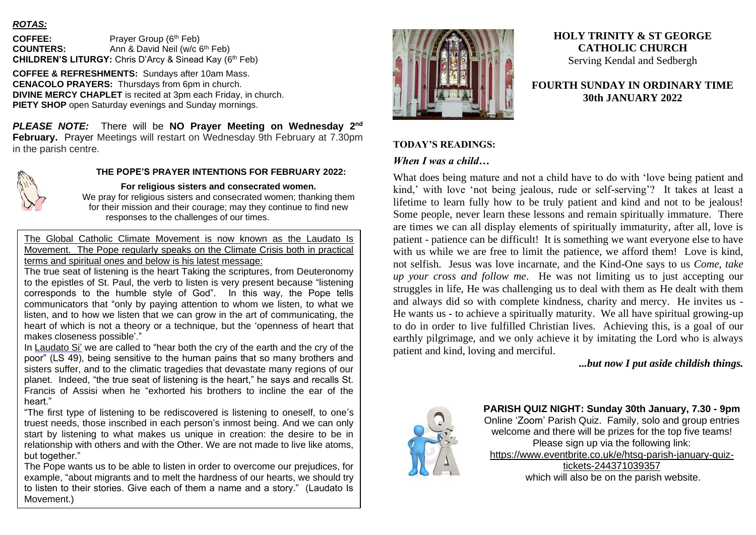## *ROTAS:*

**COFFEE:** Prayer Group (6th Feb)
**COUNTERS:** Ann & David Neil (w/c 6th Feb)
**CHILDREN'S LITURGY:** Chris D'Arcy & Sinead Kay (6th Feb)

**COFFEE & REFRESHMENTS:** Sundays after 10am Mass.
**CENACOLO PRAYERS:** Thursdays from 6pm in church.
**DIVINE MERCY CHAPLET** is recited at 3pm each Friday, in church.
**PIETY SHOP** open Saturday evenings and Sunday mornings.

***PLEASE NOTE:*** There will be **NO Prayer Meeting on Wednesday 2nd February.** Prayer Meetings will restart on Wednesday 9th February at 7.30pm in the parish centre.

### THE POPE'S PRAYER INTENTIONS FOR FEBRUARY 2022:

**For religious sisters and consecrated women.**

We pray for religious sisters and consecrated women; thanking them for their mission and their courage; may they continue to find new responses to the challenges of our times.

The Global Catholic Climate Movement is now known as the Laudato Is Movement. The Pope regularly speaks on the Climate Crisis both in practical terms and spiritual ones and below is his latest message:

The true seat of listening is the heart Taking the scriptures, from Deuteronomy to the epistles of St. Paul, the verb to listen is very present because "listening corresponds to the humble style of God". In this way, the Pope tells communicators that "only by paying attention to whom we listen, to what we listen, and to how we listen that we can grow in the art of communicating, the heart of which is not a theory or a technique, but the 'openness of heart that makes closeness possible'."

In Laudato Si' we are called to "hear both the cry of the earth and the cry of the poor" (LS 49), being sensitive to the human pains that so many brothers and sisters suffer, and to the climatic tragedies that devastate many regions of our planet. Indeed, "the true seat of listening is the heart," he says and recalls St. Francis of Assisi when he "exhorted his brothers to incline the ear of the heart."

"The first type of listening to be rediscovered is listening to oneself, to one's truest needs, those inscribed in each person's inmost being. And we can only start by listening to what makes us unique in creation: the desire to be in relationship with others and with the Other. We are not made to live like atoms, but together."

The Pope wants us to be able to listen in order to overcome our prejudices, for example, "about migrants and to melt the hardness of our hearts, we should try to listen to their stories. Give each of them a name and a story." (Laudato Is Movement.)

# HOLY TRINITY & ST GEORGE CATHOLIC CHURCH

Serving Kendal and Sedbergh

## FOURTH SUNDAY IN ORDINARY TIME 30th JANUARY 2022

### TODAY'S READINGS:

***When I was a child…***

What does being mature and not a child have to do with 'love being patient and kind,' with love 'not being jealous, rude or self-serving'? It takes at least a lifetime to learn fully how to be truly patient and kind and not to be jealous! Some people, never learn these lessons and remain spiritually immature. There are times we can all display elements of spiritually immaturity, after all, love is patient - patience can be difficult! It is something we want everyone else to have with us while we are free to limit the patience, we afford them! Love is kind, not selfish. Jesus was love incarnate, and the Kind-One says to us *Come, take up your cross and follow me*. He was not limiting us to just accepting our struggles in life, He was challenging us to deal with them as He dealt with them and always did so with complete kindness, charity and mercy. He invites us - He wants us - to achieve a spiritually maturity. We all have spiritual growing-up to do in order to live fulfilled Christian lives. Achieving this, is a goal of our earthly pilgrimage, and we only achieve it by imitating the Lord who is always patient and kind, loving and merciful.

***...but now I put aside childish things.***

**PARISH QUIZ NIGHT: Sunday 30th January, 7.30 - 9pm**

Online 'Zoom' Parish Quiz. Family, solo and group entries welcome and there will be prizes for the top five teams! Please sign up via the following link:
https://www.eventbrite.co.uk/e/htsg-parish-january-quiz-tickets-244371039357
which will also be on the parish website.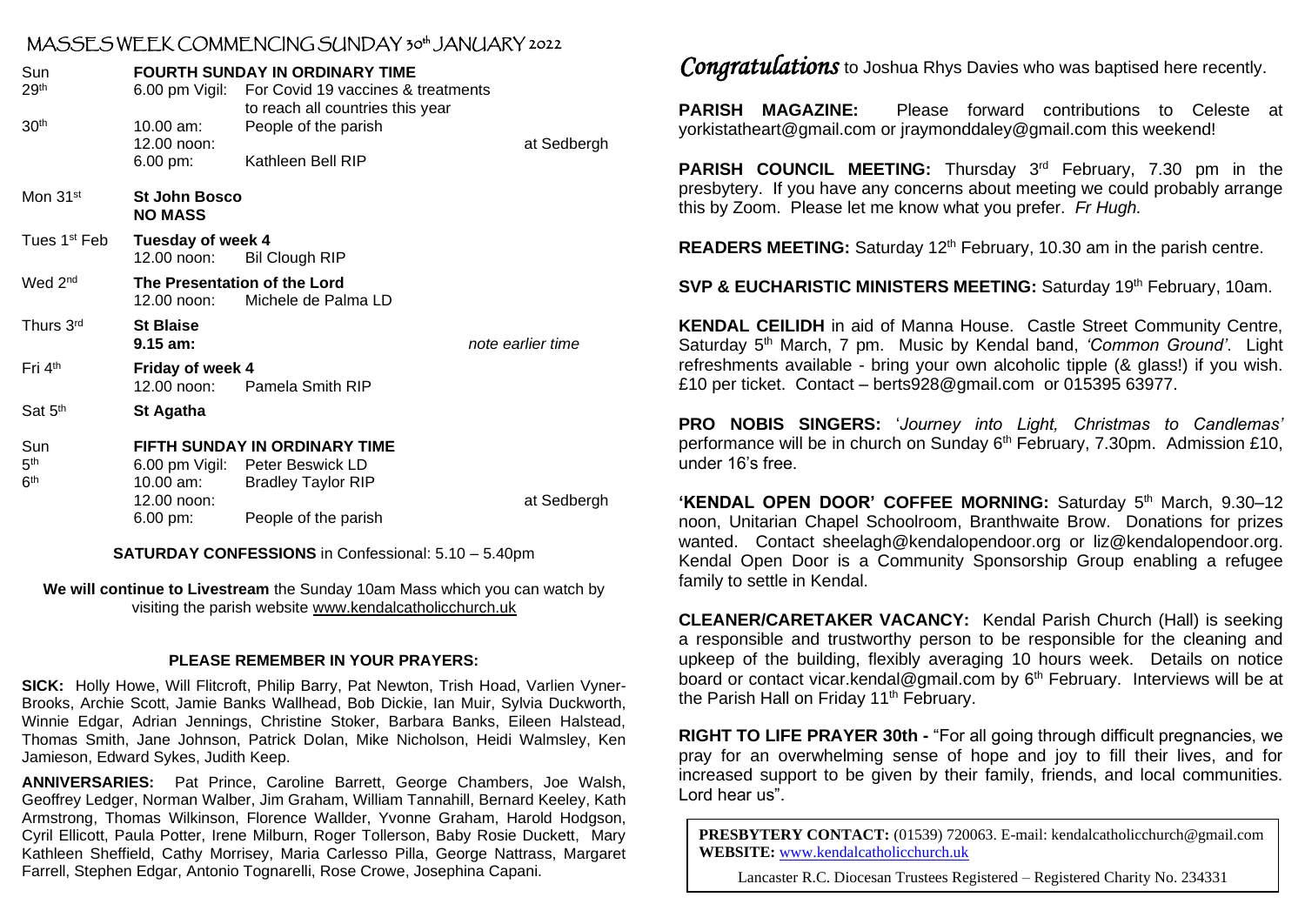# MASSES WEEK COMMENCING SUNDAY 30th JANUARY 2022

| | | | |
|---|---|---|---|
| Sun 29th | **FOURTH SUNDAY IN ORDINARY TIME** | | |
| | 6.00 pm Vigil: | For Covid 19 vaccines & treatments to reach all countries this year | |
| 30th | 10.00 am: | People of the parish | |
| | 12.00 noon: | | at Sedbergh |
| | 6.00 pm: | Kathleen Bell RIP | |
| Mon 31st | **St John Bosco** **NO MASS** | | |
| Tues 1st Feb | **Tuesday of week 4** | | |
| | 12.00 noon: | Bil Clough RIP | |
| Wed 2nd | **The Presentation of the Lord** | | |
| | 12.00 noon: | Michele de Palma LD | |
| Thurs 3rd | **St Blaise** | | |
| | **9.15 am:** | | *note earlier time* |
| Fri 4th | **Friday of week 4** | | |
| | 12.00 noon: | Pamela Smith RIP | |
| Sat 5th | **St Agatha** | | |
| Sun 5th | **FIFTH SUNDAY IN ORDINARY TIME** | | |
| | 6.00 pm Vigil: | Peter Beswick LD | |
| 6th | 10.00 am: | Bradley Taylor RIP | |
| | 12.00 noon: | | at Sedbergh |
| | 6.00 pm: | People of the parish | |

**SATURDAY CONFESSIONS** in Confessional: 5.10 – 5.40pm

**We will continue to Livestream** the Sunday 10am Mass which you can watch by visiting the parish website www.kendalcatholicchurch.uk

**PLEASE REMEMBER IN YOUR PRAYERS:**

**SICK:** Holly Howe, Will Flitcroft, Philip Barry, Pat Newton, Trish Hoad, Varlien Vyner-Brooks, Archie Scott, Jamie Banks Wallhead, Bob Dickie, Ian Muir, Sylvia Duckworth, Winnie Edgar, Adrian Jennings, Christine Stoker, Barbara Banks, Eileen Halstead, Thomas Smith, Jane Johnson, Patrick Dolan, Mike Nicholson, Heidi Walmsley, Ken Jamieson, Edward Sykes, Judith Keep.

**ANNIVERSARIES:** Pat Prince, Caroline Barrett, George Chambers, Joe Walsh, Geoffrey Ledger, Norman Walber, Jim Graham, William Tannahill, Bernard Keeley, Kath Armstrong, Thomas Wilkinson, Florence Wallder, Yvonne Graham, Harold Hodgson, Cyril Ellicott, Paula Potter, Irene Milburn, Roger Tollerson, Baby Rosie Duckett, Mary Kathleen Sheffield, Cathy Morrisey, Maria Carlesso Pilla, George Nattrass, Margaret Farrell, Stephen Edgar, Antonio Tognarelli, Rose Crowe, Josephina Capani.

*Congratulations* to Joshua Rhys Davies who was baptised here recently.

**PARISH MAGAZINE:** Please forward contributions to Celeste at yorkistatheart@gmail.com or jraymonddaley@gmail.com this weekend!

**PARISH COUNCIL MEETING:** Thursday 3rd February, 7.30 pm in the presbytery. If you have any concerns about meeting we could probably arrange this by Zoom. Please let me know what you prefer. *Fr Hugh.*

**READERS MEETING:** Saturday 12th February, 10.30 am in the parish centre.

**SVP & EUCHARISTIC MINISTERS MEETING:** Saturday 19th February, 10am.

**KENDAL CEILIDH** in aid of Manna House. Castle Street Community Centre, Saturday 5th March, 7 pm. Music by Kendal band, *'Common Ground'*. Light refreshments available - bring your own alcoholic tipple (& glass!) if you wish. £10 per ticket. Contact – berts928@gmail.com or 015395 63977.

**PRO NOBIS SINGERS:** '*Journey into Light, Christmas to Candlemas'* performance will be in church on Sunday 6th February, 7.30pm. Admission £10, under 16's free.

**'KENDAL OPEN DOOR' COFFEE MORNING:** Saturday 5th March, 9.30–12 noon, Unitarian Chapel Schoolroom, Branthwaite Brow. Donations for prizes wanted. Contact sheelagh@kendalopendoor.org or liz@kendalopendoor.org. Kendal Open Door is a Community Sponsorship Group enabling a refugee family to settle in Kendal.

**CLEANER/CARETAKER VACANCY:** Kendal Parish Church (Hall) is seeking a responsible and trustworthy person to be responsible for the cleaning and upkeep of the building, flexibly averaging 10 hours week. Details on notice board or contact vicar.kendal@gmail.com by 6th February. Interviews will be at the Parish Hall on Friday 11th February.

**RIGHT TO LIFE PRAYER 30th -** "For all going through difficult pregnancies, we pray for an overwhelming sense of hope and joy to fill their lives, and for increased support to be given by their family, friends, and local communities. Lord hear us".

**PRESBYTERY CONTACT:** (01539) 720063. E-mail: kendalcatholicchurch@gmail.com
**WEBSITE:** www.kendalcatholicchurch.uk

Lancaster R.C. Diocesan Trustees Registered – Registered Charity No. 234331